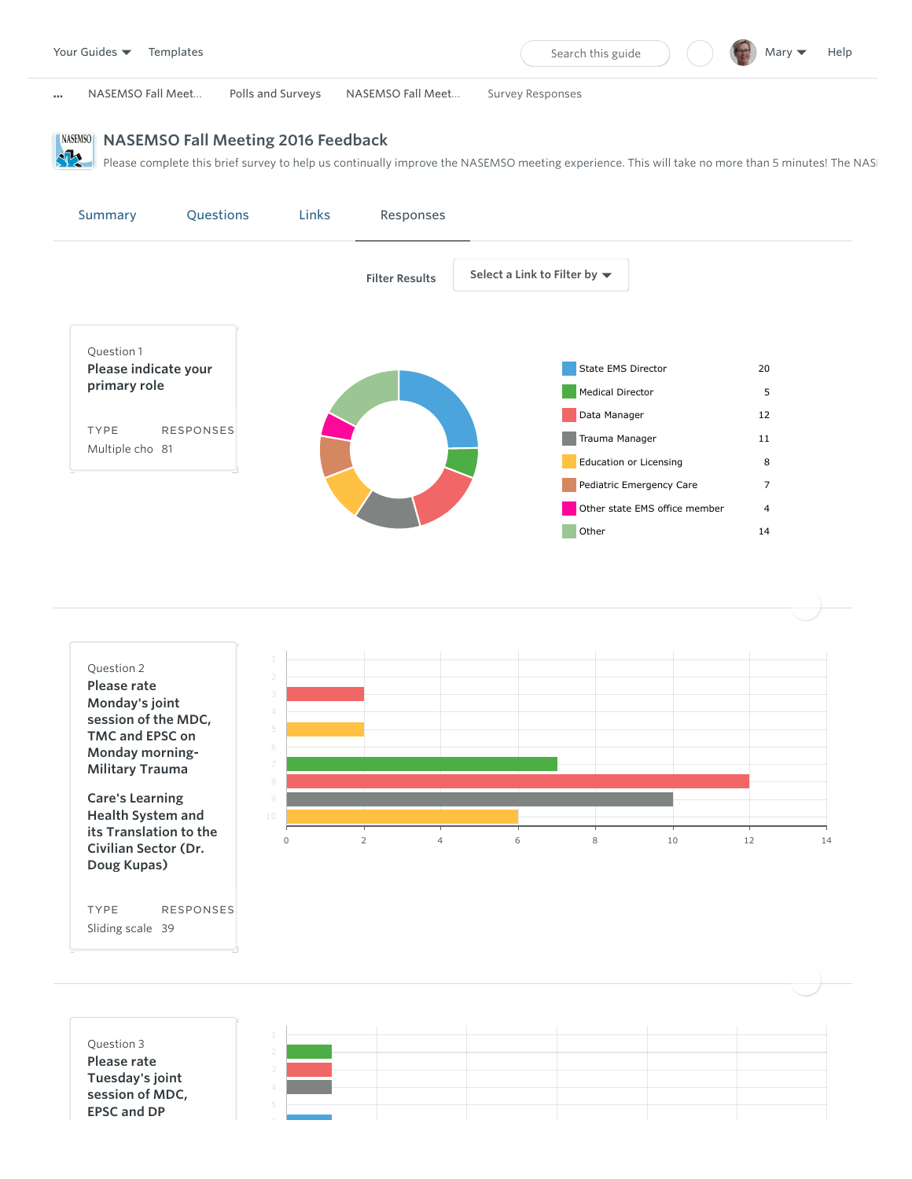Your Guides ▾   Templates   Search this guide   Mary ▾   Help

... NASEMSO Fall Meet... | Polls and Surveys | NASEMSO Fall Meet... | Survey Responses

# NASEMSO Fall Meeting 2016 Feedback

Please complete this brief survey to help us continually improve the NASEMSO meeting experience. This will take no more than 5 minutes! The NAS

Summary | Questions | Links | Responses

Filter Results   Select a Link to Filter by ▾

Question 1
**Please indicate your primary role**

TYPE: Multiple cho
RESPONSES: 81

| Role | Responses |
|---|---|
| State EMS Director | 20 |
| Medical Director | 5 |
| Data Manager | 12 |
| Trauma Manager | 11 |
| Education or Licensing | 8 |
| Pediatric Emergency Care | 7 |
| Other state EMS office member | 4 |
| Other | 14 |

Question 2
**Please rate Monday's joint session of the MDC, TMC and EPSC on Monday morning- Military Trauma**

**Care's Learning Health System and its Translation to the Civilian Sector (Dr. Doug Kupas)**

TYPE: Sliding scale
RESPONSES: 39

| Rating | Responses |
|---|---|
| 1 | |
| 2 | |
| 3 | 2 |
| 4 | |
| 5 | 2 |
| 6 | |
| 7 | 7 |
| 8 | 12 |
| 9 | 10 |
| 10 | 6 |

Question 3
**Please rate Tuesday's joint session of MDC, EPSC and DP**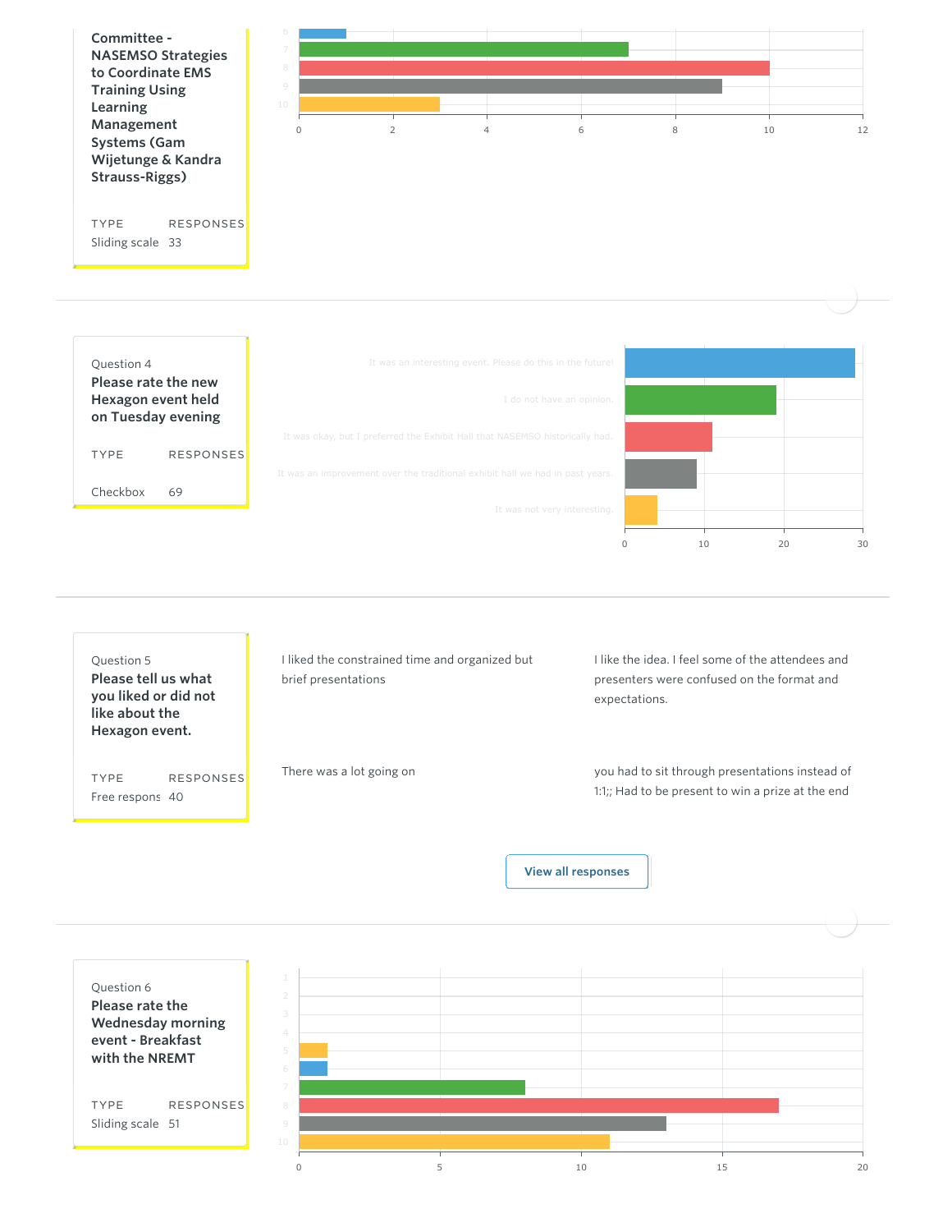Committee - NASEMSO Strategies to Coordinate EMS Training Using Learning Management Systems (Gam Wijetunge & Kandra Strauss-Riggs)

| TYPE | RESPONSES |
|---|---|
| Sliding scale | 33 |

| Rating | Responses |
|---|---|
| 6 | 1 |
| 7 | 7 |
| 8 | 10 |
| 9 | 9 |
| 10 | 3 |

---

Question 4

**Please rate the new Hexagon event held on Tuesday evening**

| TYPE | RESPONSES |
|---|---|
| Checkbox | 69 |

| Response | Count |
|---|---|
| It was an interesting event. Please do this in the future! | 29 |
| I do not have an opinion. | 19 |
| It was okay, but I preferred the Exhibit Hall that NASEMSO historically had. | 11 |
| It was an improvement over the traditional exhibit hall we had in past years. | 9 |
| It was not very interesting. | 4 |

---

Question 5

**Please tell us what you liked or did not like about the Hexagon event.**

| TYPE | RESPONSES |
|---|---|
| Free response | 40 |

I liked the constrained time and organized but brief presentations

I like the idea. I feel some of the attendees and presenters were confused on the format and expectations.

There was a lot going on

you had to sit through presentations instead of 1:1;; Had to be present to win a prize at the end

View all responses

---

Question 6

**Please rate the Wednesday morning event - Breakfast with the NREMT**

| TYPE | RESPONSES |
|---|---|
| Sliding scale | 51 |

| Rating | Responses |
|---|---|
| 1 | 0 |
| 2 | 0 |
| 3 | 0 |
| 4 | 0 |
| 5 | 1 |
| 6 | 1 |
| 7 | 8 |
| 8 | 17 |
| 9 | 13 |
| 10 | 11 |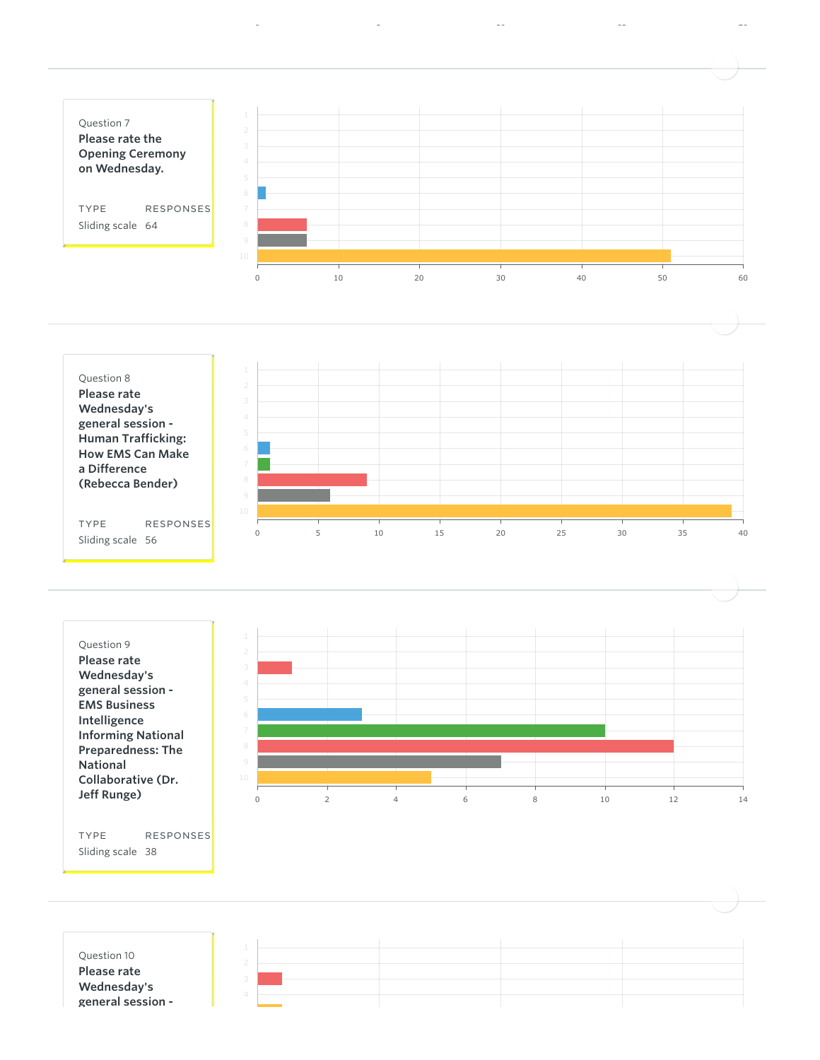Question 7

**Please rate the Opening Ceremony on Wednesday.**

| TYPE | RESPONSES |
| --- | --- |
| Sliding scale | 64 |

| Rating | Responses |
| --- | --- |
| 1 | 0 |
| 2 | 0 |
| 3 | 0 |
| 4 | 0 |
| 5 | 0 |
| 6 | 1 |
| 7 | 0 |
| 8 | 6 |
| 9 | 6 |
| 10 | 51 |

Question 8

**Please rate Wednesday's general session - Human Trafficking: How EMS Can Make a Difference (Rebecca Bender)**

| TYPE | RESPONSES |
| --- | --- |
| Sliding scale | 56 |

| Rating | Responses |
| --- | --- |
| 1 | 0 |
| 2 | 0 |
| 3 | 0 |
| 4 | 0 |
| 5 | 0 |
| 6 | 1 |
| 7 | 1 |
| 8 | 9 |
| 9 | 6 |
| 10 | 39 |

Question 9

**Please rate Wednesday's general session - EMS Business Intelligence Informing National Preparedness: The National Collaborative (Dr. Jeff Runge)**

| TYPE | RESPONSES |
| --- | --- |
| Sliding scale | 38 |

| Rating | Responses |
| --- | --- |
| 1 | 0 |
| 2 | 0 |
| 3 | 1 |
| 4 | 0 |
| 5 | 0 |
| 6 | 3 |
| 7 | 10 |
| 8 | 12 |
| 9 | 7 |
| 10 | 5 |

Question 10

**Please rate Wednesday's general session -**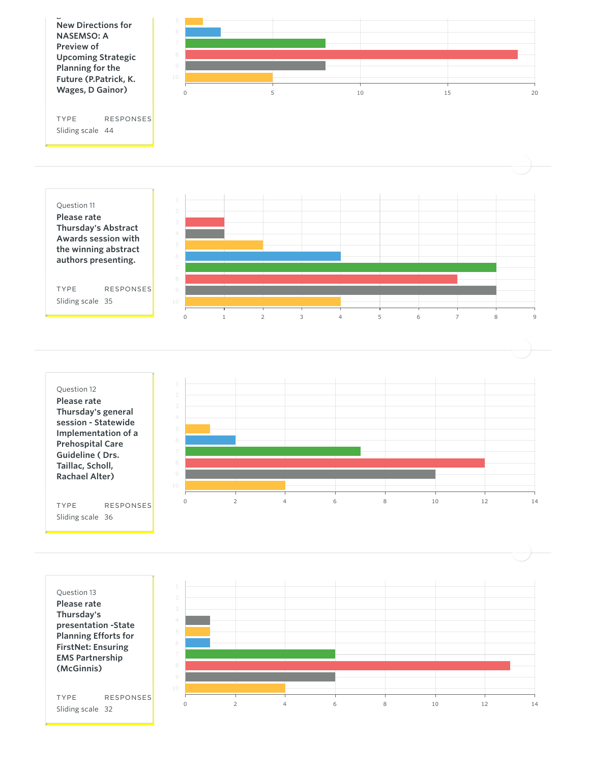New Directions for NASEMSO: A Preview of Upcoming Strategic Planning for the Future (P.Patrick, K. Wages, D Gainor)

TYPE: Sliding scale
RESPONSES: 44

| Rating | Responses |
|---|---|
| 5 | 1 |
| 6 | 2 |
| 7 | 8 |
| 8 | 19 |
| 9 | 8 |
| 10 | 5 |

---

Question 11

**Please rate Thursday's Abstract Awards session with the winning abstract authors presenting.**

TYPE: Sliding scale
RESPONSES: 35

| Rating | Responses |
|---|---|
| 1 | 0 |
| 2 | 0 |
| 3 | 1 |
| 4 | 1 |
| 5 | 2 |
| 6 | 4 |
| 7 | 8 |
| 8 | 7 |
| 9 | 8 |
| 10 | 4 |

---

Question 12

**Please rate Thursday's general session - Statewide Implementation of a Prehospital Care Guideline ( Drs. Taillac, Scholl, Rachael Alter)**

TYPE: Sliding scale
RESPONSES: 36

| Rating | Responses |
|---|---|
| 1 | 0 |
| 2 | 0 |
| 3 | 0 |
| 4 | 0 |
| 5 | 1 |
| 6 | 2 |
| 7 | 7 |
| 8 | 12 |
| 9 | 10 |
| 10 | 4 |

---

Question 13

**Please rate Thursday's presentation -State Planning Efforts for FirstNet: Ensuring EMS Partnership (McGinnis)**

TYPE: Sliding scale
RESPONSES: 32

| Rating | Responses |
|---|---|
| 1 | 0 |
| 2 | 0 |
| 3 | 0 |
| 4 | 1 |
| 5 | 1 |
| 6 | 1 |
| 7 | 6 |
| 8 | 13 |
| 9 | 6 |
| 10 | 4 |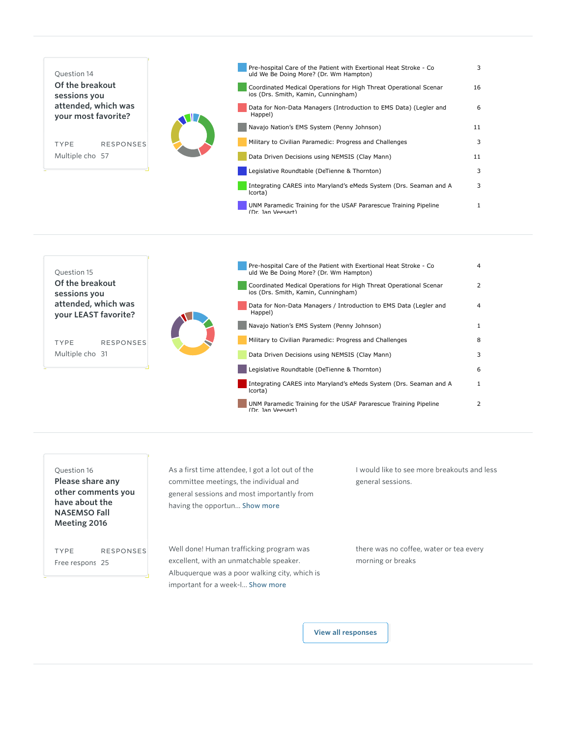Question 14

**Of the breakout sessions you attended, which was your most favorite?**

TYPE: Multiple cho

RESPONSES: 57

| Answer | Responses |
|---|---|
| Pre-hospital Care of the Patient with Exertional Heat Stroke - Could We Be Doing More? (Dr. Wm Hampton) | 3 |
| Coordinated Medical Operations for High Threat Operational Scenarios (Drs. Smith, Kamin, Cunningham) | 16 |
| Data for Non-Data Managers (Introduction to EMS Data) (Legler and Happel) | 6 |
| Navajo Nation's EMS System (Penny Johnson) | 11 |
| Military to Civilian Paramedic: Progress and Challenges | 3 |
| Data Driven Decisions using NEMSIS (Clay Mann) | 11 |
| Legislative Roundtable (DeTienne & Thornton) | 3 |
| Integrating CARES into Maryland's eMeds System (Drs. Seaman and Alcorta) | 3 |
| UNM Paramedic Training for the USAF Pararescue Training Pipeline (Dr. Jan Veesart) | 1 |

Question 15

**Of the breakout sessions you attended, which was your LEAST favorite?**

TYPE: Multiple cho

RESPONSES: 31

| Answer | Responses |
|---|---|
| Pre-hospital Care of the Patient with Exertional Heat Stroke - Could We Be Doing More? (Dr. Wm Hampton) | 4 |
| Coordinated Medical Operations for High Threat Operational Scenarios (Drs. Smith, Kamin, Cunningham) | 2 |
| Data for Non-Data Managers / Introduction to EMS Data (Legler and Happel) | 4 |
| Navajo Nation's EMS System (Penny Johnson) | 1 |
| Military to Civilian Paramedic: Progress and Challenges | 8 |
| Data Driven Decisions using NEMSIS (Clay Mann) | 3 |
| Legislative Roundtable (DeTienne & Thornton) | 6 |
| Integrating CARES into Maryland's eMeds System (Drs. Seaman and Alcorta) | 1 |
| UNM Paramedic Training for the USAF Pararescue Training Pipeline (Dr. Jan Veesart) | 2 |

Question 16

**Please share any other comments you have about the NASEMSO Fall Meeting 2016**

TYPE: Free respons

RESPONSES: 25

As a first time attendee, I got a lot out of the committee meetings, the individual and general sessions and most importantly from having the opportun... Show more

I would like to see more breakouts and less general sessions.

Well done! Human trafficking program was excellent, with an unmatchable speaker. Albuquerque was a poor walking city, which is important for a week-l... Show more

there was no coffee, water or tea every morning or breaks

View all responses